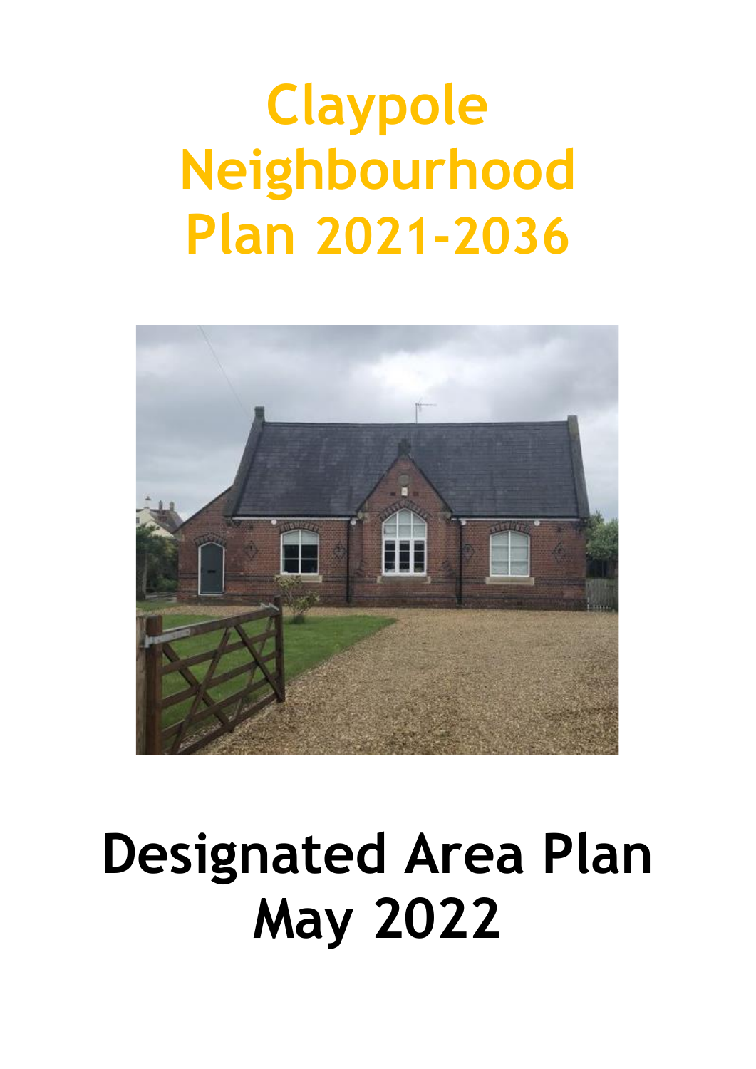# Claypole Neighbourhood Plan 2021-2036

# Designated Area Plan May 2022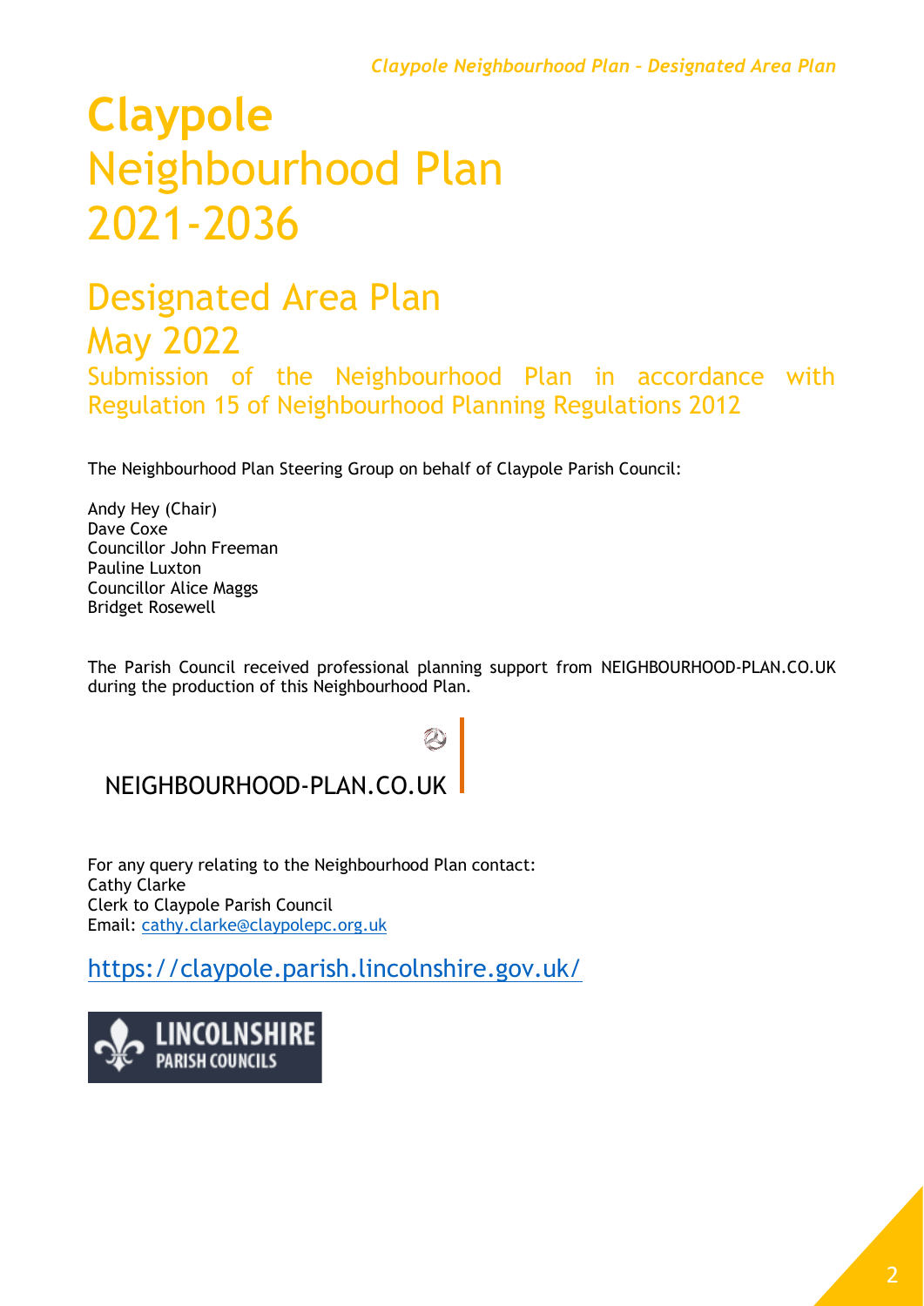# Claypole Neighbourhood Plan 2021-2036

## Designated Area Plan May 2022

Submission of the Neighbourhood Plan in accordance with Regulation 15 of Neighbourhood Planning Regulations 2012

The Neighbourhood Plan Steering Group on behalf of Claypole Parish Council:

Andy Hey (Chair)
Dave Coxe
Councillor John Freeman
Pauline Luxton
Councillor Alice Maggs
Bridget Rosewell

The Parish Council received professional planning support from NEIGHBOURHOOD-PLAN.CO.UK during the production of this Neighbourhood Plan.

NEIGHBOURHOOD-PLAN.CO.UK

For any query relating to the Neighbourhood Plan contact:
Cathy Clarke
Clerk to Claypole Parish Council
Email: cathy.clarke@claypolepc.org.uk

https://claypole.parish.lincolnshire.gov.uk/

LINCOLNSHIRE PARISH COUNCILS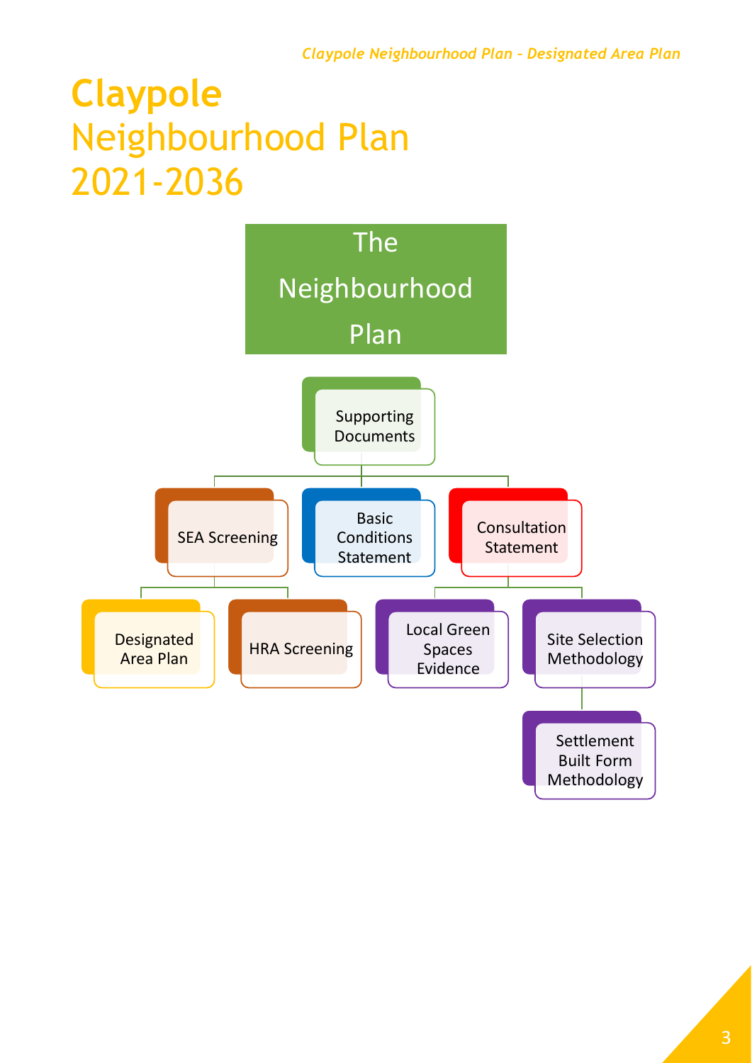# Claypole Neighbourhood Plan 2021-2036

The Neighbourhood Plan

- Supporting Documents
  - SEA Screening
    - Designated Area Plan
    - HRA Screening
  - Basic Conditions Statement
  - Consultation Statement
    - Local Green Spaces Evidence
    - Site Selection Methodology
      - Settlement Built Form Methodology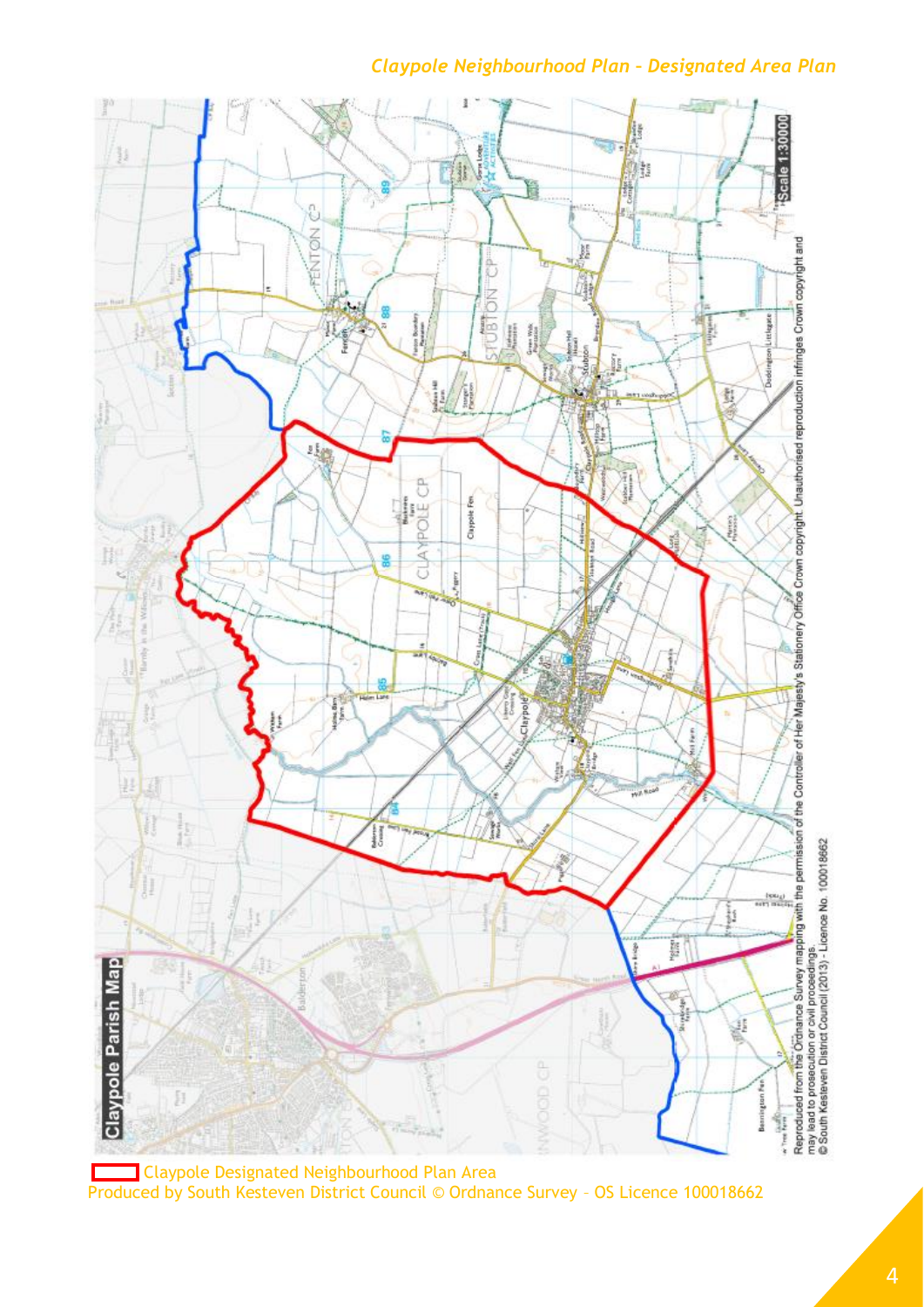*Claypole Neighbourhood Plan – Designated Area Plan*

Claypole Parish Map

Scale 1:30000

Reproduced from the Ordnance Survey mapping with the permission of the Controller of Her Majesty's Stationery Office Crown copyright. Unauthorised reproduction infringes Crown copyright and may lead to prosecution or civil proceedings.
© South Kesteven District Council (2013) - Licence No. 100018662

Claypole Designated Neighbourhood Plan Area

Produced by South Kesteven District Council © Ordnance Survey – OS Licence 100018662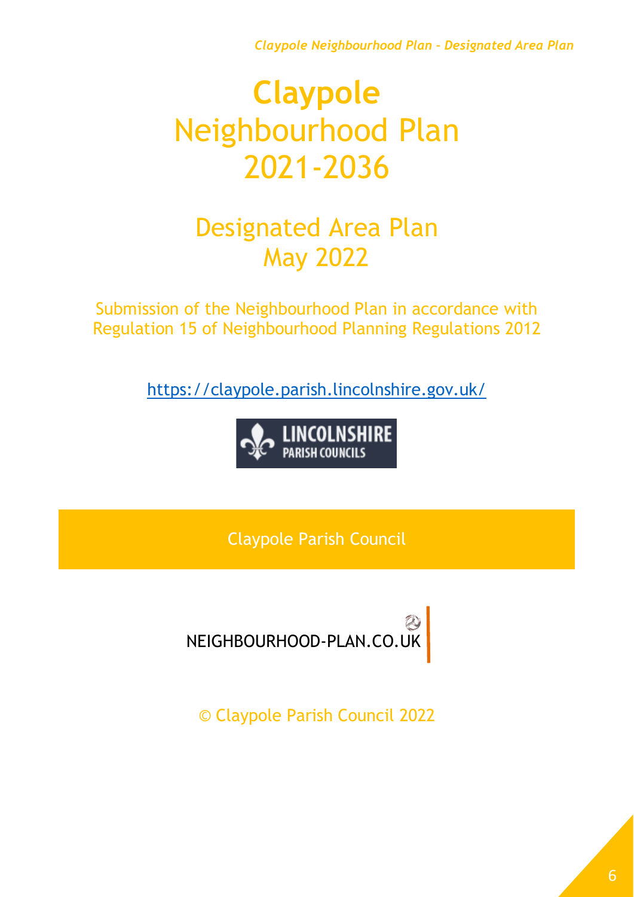# **Claypole**
# Neighbourhood Plan
# 2021-2036

## Designated Area Plan
## May 2022

Submission of the Neighbourhood Plan in accordance with Regulation 15 of Neighbourhood Planning Regulations 2012

https://claypole.parish.lincolnshire.gov.uk/

LINCOLNSHIRE PARISH COUNCILS

Claypole Parish Council

NEIGHBOURHOOD-PLAN.CO.UK

© Claypole Parish Council 2022